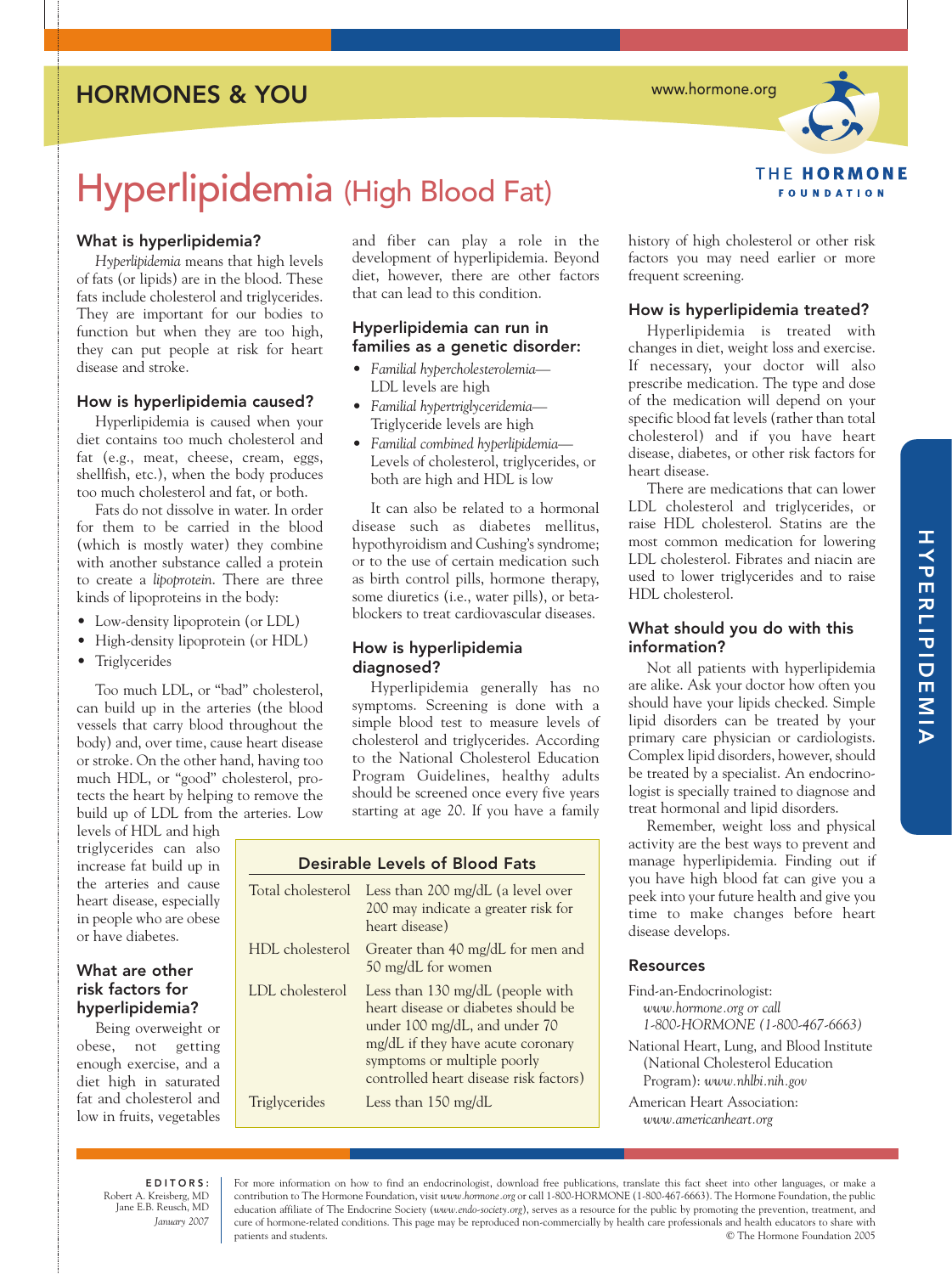# HORMONES & YOU

www.hormone.org

THE HORMONE FOUNDATION

# Hyperlipidemia (High Blood Fat)

## What is hyperlipidemia?

*Hyperlipidemia* means that high levels of fats (or lipids) are in the blood. These fats include cholesterol and triglycerides. They are important for our bodies to function but when they are too high, they can put people at risk for heart disease and stroke.

## How is hyperlipidemia caused?

Hyperlipidemia is caused when your diet contains too much cholesterol and fat (e.g., meat, cheese, cream, eggs, shellfish, etc.), when the body produces too much cholesterol and fat, or both.

Fats do not dissolve in water. In order for them to be carried in the blood (which is mostly water) they combine with another substance called a protein to create a *lipoprotein*. There are three kinds of lipoproteins in the body:

- Low-density lipoprotein (or LDL)
- High-density lipoprotein (or HDL)
- Triglycerides

Too much LDL, or "bad" cholesterol, can build up in the arteries (the blood vessels that carry blood throughout the body) and, over time, cause heart disease or stroke. On the other hand, having too much HDL, or "good" cholesterol, protects the heart by helping to remove the build up of LDL from the arteries. Low levels of HDL and high triglycerides can also increase fat build up in the arteries and cause heart disease, especially in people who are obese or have diabetes.

## What are other risk factors for hyperlipidemia?

Being overweight or obese, not getting enough exercise, and a diet high in saturated fat and cholesterol and low in fruits, vegetables and fiber can play a role in the development of hyperlipidemia. Beyond diet, however, there are other factors that can lead to this condition.

## Hyperlipidemia can run in families as a genetic disorder:

- *Familial hypercholesterolemia*—LDL levels are high
- *Familial hypertriglyceridemia*—Triglyceride levels are high
- *Familial combined hyperlipidemia*—Levels of cholesterol, triglycerides, or both are high and HDL is low

It can also be related to a hormonal disease such as diabetes mellitus, hypothyroidism and Cushing's syndrome; or to the use of certain medication such as birth control pills, hormone therapy, some diuretics (i.e., water pills), or beta-blockers to treat cardiovascular diseases.

## How is hyperlipidemia diagnosed?

Hyperlipidemia generally has no symptoms. Screening is done with a simple blood test to measure levels of cholesterol and triglycerides. According to the National Cholesterol Education Program Guidelines, healthy adults should be screened once every five years starting at age 20. If you have a family history of high cholesterol or other risk factors you may need earlier or more frequent screening.

| Desirable Levels of Blood Fats | |
|---|---|
| Total cholesterol | Less than 200 mg/dL (a level over 200 may indicate a greater risk for heart disease) |
| HDL cholesterol | Greater than 40 mg/dL for men and 50 mg/dL for women |
| LDL cholesterol | Less than 130 mg/dL (people with heart disease or diabetes should be under 100 mg/dL, and under 70 mg/dL if they have acute coronary symptoms or multiple poorly controlled heart disease risk factors) |
| Triglycerides | Less than 150 mg/dL |

## How is hyperlipidemia treated?

Hyperlipidemia is treated with changes in diet, weight loss and exercise. If necessary, your doctor will also prescribe medication. The type and dose of the medication will depend on your specific blood fat levels (rather than total cholesterol) and if you have heart disease, diabetes, or other risk factors for heart disease.

There are medications that can lower LDL cholesterol and triglycerides, or raise HDL cholesterol. Statins are the most common medication for lowering LDL cholesterol. Fibrates and niacin are used to lower triglycerides and to raise HDL cholesterol.

## What should you do with this information?

Not all patients with hyperlipidemia are alike. Ask your doctor how often you should have your lipids checked. Simple lipid disorders can be treated by your primary care physician or cardiologists. Complex lipid disorders, however, should be treated by a specialist. An endocrinologist is specially trained to diagnose and treat hormonal and lipid disorders.

Remember, weight loss and physical activity are the best ways to prevent and manage hyperlipidemia. Finding out if you have high blood fat can give you a peek into your future health and give you time to make changes before heart disease develops.

## Resources

Find-an-Endocrinologist: *www.hormone.org or call 1-800-HORMONE (1-800-467-6663)*

National Heart, Lung, and Blood Institute (National Cholesterol Education Program): *www.nhlbi.nih.gov*

American Heart Association: *www.americanheart.org*

HYPERLIPIDEMIA

**EDITORS:**
Robert A. Kreisberg, MD
Jane E.B. Reusch, MD
*January 2007*

For more information on how to find an endocrinologist, download free publications, translate this fact sheet into other languages, or make a contribution to The Hormone Foundation, visit *www.hormone.org* or call 1-800-HORMONE (1-800-467-6663). The Hormone Foundation, the public education affiliate of The Endocrine Society (*www.endo-society.org*), serves as a resource for the public by promoting the prevention, treatment, and cure of hormone-related conditions. This page may be reproduced non-commercially by health care professionals and health educators to share with patients and students. © The Hormone Foundation 2005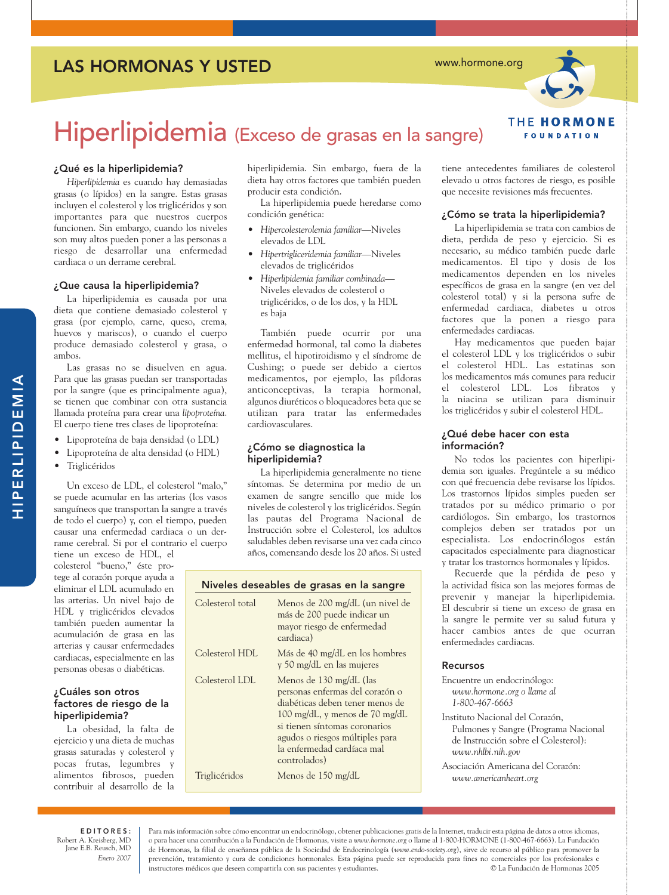# LAS HORMONAS Y USTED

www.hormone.org

THE HORMONE FOUNDATION

# Hiperlipidemia (Exceso de grasas en la sangre)

## ¿Qué es la hiperlipidemia?

*Hiperlipidemia* es cuando hay demasiadas grasas (o lípidos) en la sangre. Estas grasas incluyen el colesterol y los triglicéridos y son importantes para que nuestros cuerpos funcionen. Sin embargo, cuando los niveles son muy altos pueden poner a las personas a riesgo de desarrollar una enfermedad cardiaca o un derrame cerebral.

## ¿Que causa la hiperlipidemia?

La hiperlipidemia es causada por una dieta que contiene demasiado colesterol y grasa (por ejemplo, carne, queso, crema, huevos y mariscos), o cuando el cuerpo produce demasiado colesterol y grasa, o ambos.

Las grasas no se disuelven en agua. Para que las grasas puedan ser transportadas por la sangre (que es principalmente agua), se tienen que combinar con otra sustancia llamada proteína para crear una *lipoproteína*. El cuerpo tiene tres clases de lipoproteína:

- Lipoproteína de baja densidad (o LDL)
- Lipoproteína de alta densidad (o HDL)
- Triglicéridos

Un exceso de LDL, el colesterol "malo," se puede acumular en las arterias (los vasos sanguíneos que transportan la sangre a través de todo el cuerpo) y, con el tiempo, pueden causar una enfermedad cardiaca o un derrame cerebral. Si por el contrario el cuerpo tiene un exceso de HDL, el colesterol "bueno," éste protege al corazón porque ayuda a eliminar el LDL acumulado en las arterias. Un nivel bajo de HDL y triglicéridos elevados también pueden aumentar la acumulación de grasa en las arterias y causar enfermedades cardiacas, especialmente en las personas obesas o diabéticas.

## ¿Cuáles son otros factores de riesgo de la hiperlipidemia?

La obesidad, la falta de ejercicio y una dieta de muchas grasas saturadas y colesterol y pocas frutas, legumbres y alimentos fibrosos, pueden contribuir al desarrollo de la hiperlipidemia. Sin embargo, fuera de la dieta hay otros factores que también pueden producir esta condición.

La hiperlipidemia puede heredarse como condición genética:

- *Hipercolesterolemia familiar*—Niveles elevados de LDL
- *Hipertrigliceridemia familiar*—Niveles elevados de triglicéridos
- *Hiperlipidemia familiar combinada*—Niveles elevados de colesterol o triglicéridos, o de los dos, y la HDL es baja

También puede ocurrir por una enfermedad hormonal, tal como la diabetes mellitus, el hipotiroidismo y el síndrome de Cushing; o puede ser debido a ciertos medicamentos, por ejemplo, las píldoras anticonceptivas, la terapia hormonal, algunos diuréticos o bloqueadores beta que se utilizan para tratar las enfermedades cardiovasculares.

## ¿Cómo se diagnostica la hiperlipidemia?

La hiperlipidemia generalmente no tiene síntomas. Se determina por medio de un examen de sangre sencillo que mide los niveles de colesterol y los triglicéridos. Según las pautas del Programa Nacional de Instrucción sobre el Colesterol, los adultos saludables deben revisarse una vez cada cinco años, comenzando desde los 20 años. Si usted tiene antecedentes familiares de colesterol elevado u otros factores de riesgo, es posible que necesite revisiones más frecuentes.

### Niveles deseables de grasas en la sangre

| | |
|---|---|
| Colesterol total | Menos de 200 mg/dL (un nivel de más de 200 puede indicar un mayor riesgo de enfermedad cardiaca) |
| Colesterol HDL | Más de 40 mg/dL en los hombres y 50 mg/dL en las mujeres |
| Colesterol LDL | Menos de 130 mg/dL (las personas enfermas del corazón o diabéticas deben tener menos de 100 mg/dL, y menos de 70 mg/dL si tienen síntomas coronarios agudos o riesgos múltiples para la enfermedad cardíaca mal controlados) |
| Triglicéridos | Menos de 150 mg/dL |

## ¿Cómo se trata la hiperlipidemia?

La hiperlipidemia se trata con cambios de dieta, perdida de peso y ejercicio. Si es necesario, su médico también puede darle medicamentos. El tipo y dosis de los medicamentos dependen en los niveles específicos de grasa en la sangre (en vez del colesterol total) y si la persona sufre de enfermedad cardiaca, diabetes u otros factores que la ponen a riesgo para enfermedades cardiacas.

Hay medicamentos que pueden bajar el colesterol LDL y los triglicéridos o subir el colesterol HDL. Las estatinas son los medicamentos más comunes para reducir el colesterol LDL. Los fibratos y la niacina se utilizan para disminuir los triglicéridos y subir el colesterol HDL.

## ¿Qué debe hacer con esta información?

No todos los pacientes con hiperlipidemia son iguales. Pregúntele a su médico con qué frecuencia debe revisarse los lípidos. Los trastornos lípidos simples pueden ser tratados por su médico primario o por cardiólogos. Sin embargo, los trastornos complejos deben ser tratados por un especialista. Los endocrinólogos están capacitados especialmente para diagnosticar y tratar los trastornos hormonales y lípidos.

Recuerde que la pérdida de peso y la actividad física son las mejores formas de prevenir y manejar la hiperlipidemia. El descubrir si tiene un exceso de grasa en la sangre le permite ver su salud futura y hacer cambios antes de que ocurran enfermedades cardiacas.

## Recursos

Encuentre un endocrinólogo: *www.hormone.org o llame al 1-800-467-6663*

Instituto Nacional del Corazón, Pulmones y Sangre (Programa Nacional de Instrucción sobre el Colesterol): *www.nhlbi.nih.gov*

Asociación Americana del Corazón: *www.americanheart.org*

---

**EDITORES:** Robert A. Kreisberg, MD; Jane E.B. Reusch, MD; *Enero 2007*

Para más información sobre cómo encontrar un endocrinólogo, obtener publicaciones gratis de la Internet, traducir esta página de datos a otros idiomas, o para hacer una contribución a la Fundación de Hormonas, visite a *www.hormone.org* o llame al 1-800-HORMONE (1-800-467-6663). La Fundación de Hormonas, la filial de enseñanza pública de la Sociedad de Endocrinología (*www.endo-society.org*), sirve de recurso al público para promover la prevención, tratamiento y cura de condiciones hormonales. Esta página puede ser reproducida para fines no comerciales por los profesionales e instructores médicos que deseen compartirla con sus pacientes y estudiantes. © La Fundación de Hormonas 2005